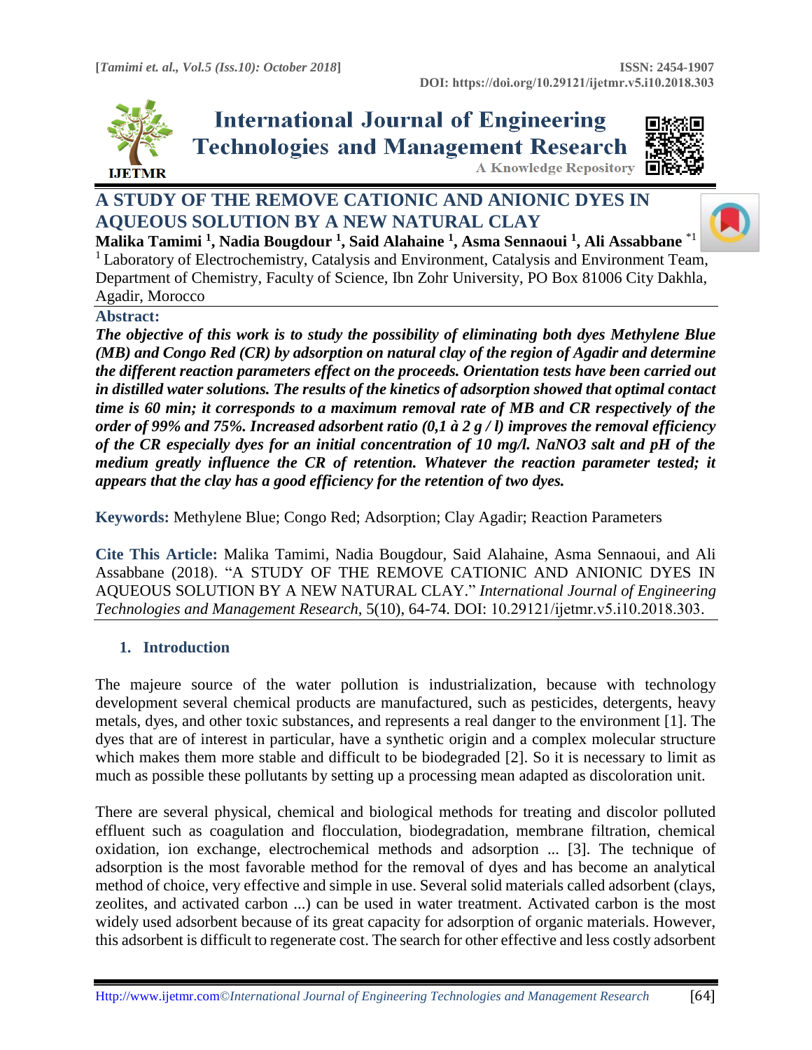# A STUDY OF THE REMOVE CATIONIC AND ANIONIC DYES IN AQUEOUS SOLUTION BY A NEW NATURAL CLAY

**Malika Tamimi [1], Nadia Bougdour [1], Said Alahaine [1], Asma Sennaoui [1], Ali Assabbane [*1]**

[1] Laboratory of Electrochemistry, Catalysis and Environment, Catalysis and Environment Team, Department of Chemistry, Faculty of Science, Ibn Zohr University, PO Box 81006 City Dakhla, Agadir, Morocco

**Abstract:**

***The objective of this work is to study the possibility of eliminating both dyes Methylene Blue (MB) and Congo Red (CR) by adsorption on natural clay of the region of Agadir and determine the different reaction parameters effect on the proceeds. Orientation tests have been carried out in distilled water solutions. The results of the kinetics of adsorption showed that optimal contact time is 60 min; it corresponds to a maximum removal rate of MB and CR respectively of the order of 99% and 75%. Increased adsorbent ratio (0,1 à 2 g / l) improves the removal efficiency of the CR especially dyes for an initial concentration of 10 mg/l. NaNO3 salt and pH of the medium greatly influence the CR of retention. Whatever the reaction parameter tested; it appears that the clay has a good efficiency for the retention of two dyes.***

**Keywords:** Methylene Blue; Congo Red; Adsorption; Clay Agadir; Reaction Parameters

**Cite This Article:** Malika Tamimi, Nadia Bougdour, Said Alahaine, Asma Sennaoui, and Ali Assabbane (2018). "A STUDY OF THE REMOVE CATIONIC AND ANIONIC DYES IN AQUEOUS SOLUTION BY A NEW NATURAL CLAY." *International Journal of Engineering Technologies and Management Research,* 5(10), 64-74. DOI: 10.29121/ijetmr.v5.i10.2018.303.

## 1. Introduction

The majeure source of the water pollution is industrialization, because with technology development several chemical products are manufactured, such as pesticides, detergents, heavy metals, dyes, and other toxic substances, and represents a real danger to the environment [1]. The dyes that are of interest in particular, have a synthetic origin and a complex molecular structure which makes them more stable and difficult to be biodegraded [2]. So it is necessary to limit as much as possible these pollutants by setting up a processing mean adapted as discoloration unit.

There are several physical, chemical and biological methods for treating and discolor polluted effluent such as coagulation and flocculation, biodegradation, membrane filtration, chemical oxidation, ion exchange, electrochemical methods and adsorption ... [3]. The technique of adsorption is the most favorable method for the removal of dyes and has become an analytical method of choice, very effective and simple in use. Several solid materials called adsorbent (clays, zeolites, and activated carbon ...) can be used in water treatment. Activated carbon is the most widely used adsorbent because of its great capacity for adsorption of organic materials. However, this adsorbent is difficult to regenerate cost. The search for other effective and less costly adsorbent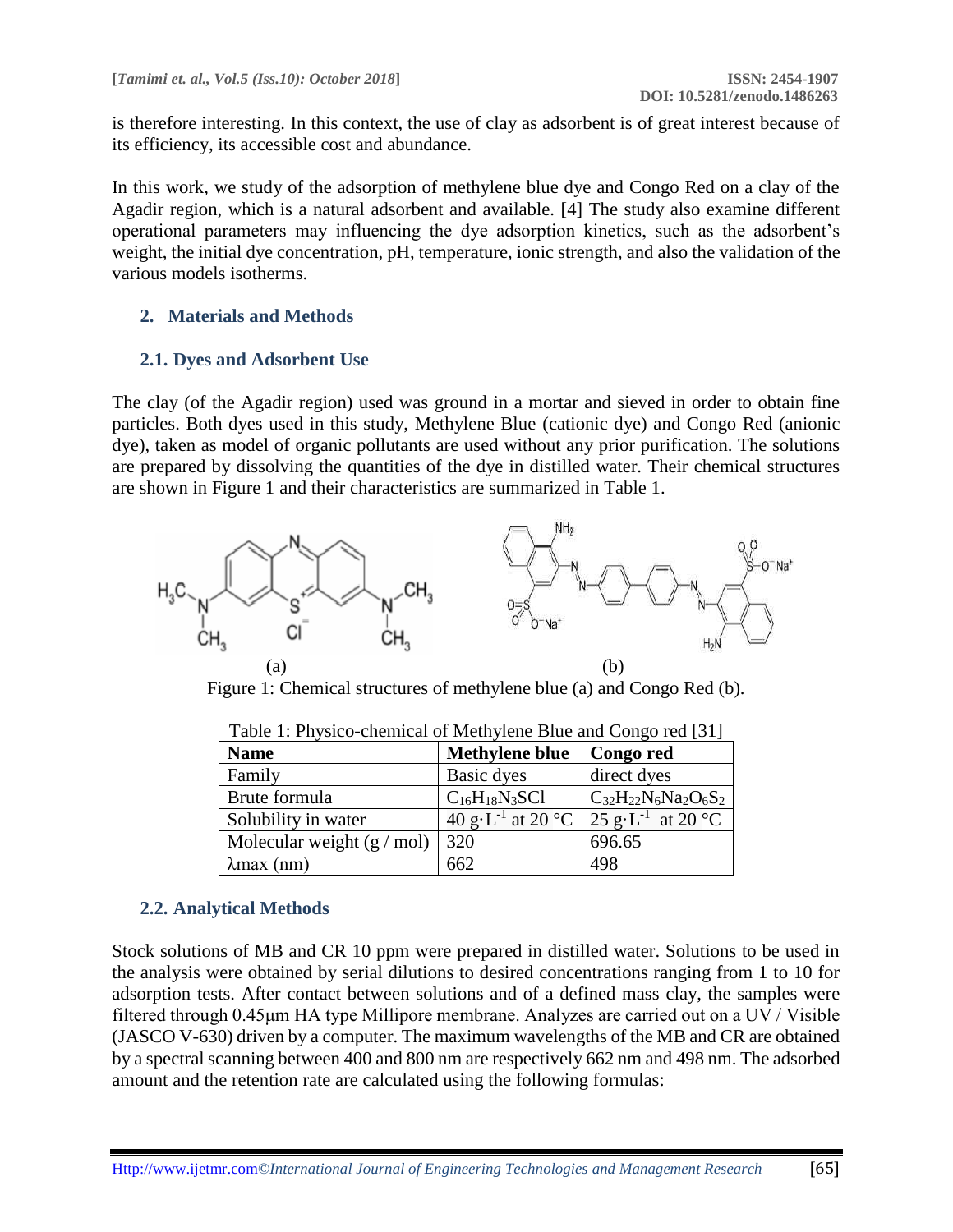is therefore interesting. In this context, the use of clay as adsorbent is of great interest because of its efficiency, its accessible cost and abundance.

In this work, we study of the adsorption of methylene blue dye and Congo Red on a clay of the Agadir region, which is a natural adsorbent and available. [4] The study also examine different operational parameters may influencing the dye adsorption kinetics, such as the adsorbent's weight, the initial dye concentration, pH, temperature, ionic strength, and also the validation of the various models isotherms.

## 2. Materials and Methods

### 2.1. Dyes and Adsorbent Use

The clay (of the Agadir region) used was ground in a mortar and sieved in order to obtain fine particles. Both dyes used in this study, Methylene Blue (cationic dye) and Congo Red (anionic dye), taken as model of organic pollutants are used without any prior purification. The solutions are prepared by dissolving the quantities of the dye in distilled water. Their chemical structures are shown in Figure 1 and their characteristics are summarized in Table 1.

(a) (b)

Figure 1: Chemical structures of methylene blue (a) and Congo Red (b).

Table 1: Physico-chemical of Methylene Blue and Congo red [31]

| Name | Methylene blue | Congo red |
|---|---|---|
| Family | Basic dyes | direct dyes |
| Brute formula | $C_{16}H_{18}N_3SCl$ | $C_{32}H_{22}N_6Na_2O_6S_2$ |
| Solubility in water | 40 $g \cdot L^{-1}$ at 20 °C | 25 $g \cdot L^{-1}$ at 20 °C |
| Molecular weight (g / mol) | 320 | 696.65 |
| λmax (nm) | 662 | 498 |

### 2.2. Analytical Methods

Stock solutions of MB and CR 10 ppm were prepared in distilled water. Solutions to be used in the analysis were obtained by serial dilutions to desired concentrations ranging from 1 to 10 for adsorption tests. After contact between solutions and of a defined mass clay, the samples were filtered through 0.45μm HA type Millipore membrane. Analyzes are carried out on a UV / Visible (JASCO V-630) driven by a computer. The maximum wavelengths of the MB and CR are obtained by a spectral scanning between 400 and 800 nm are respectively 662 nm and 498 nm. The adsorbed amount and the retention rate are calculated using the following formulas: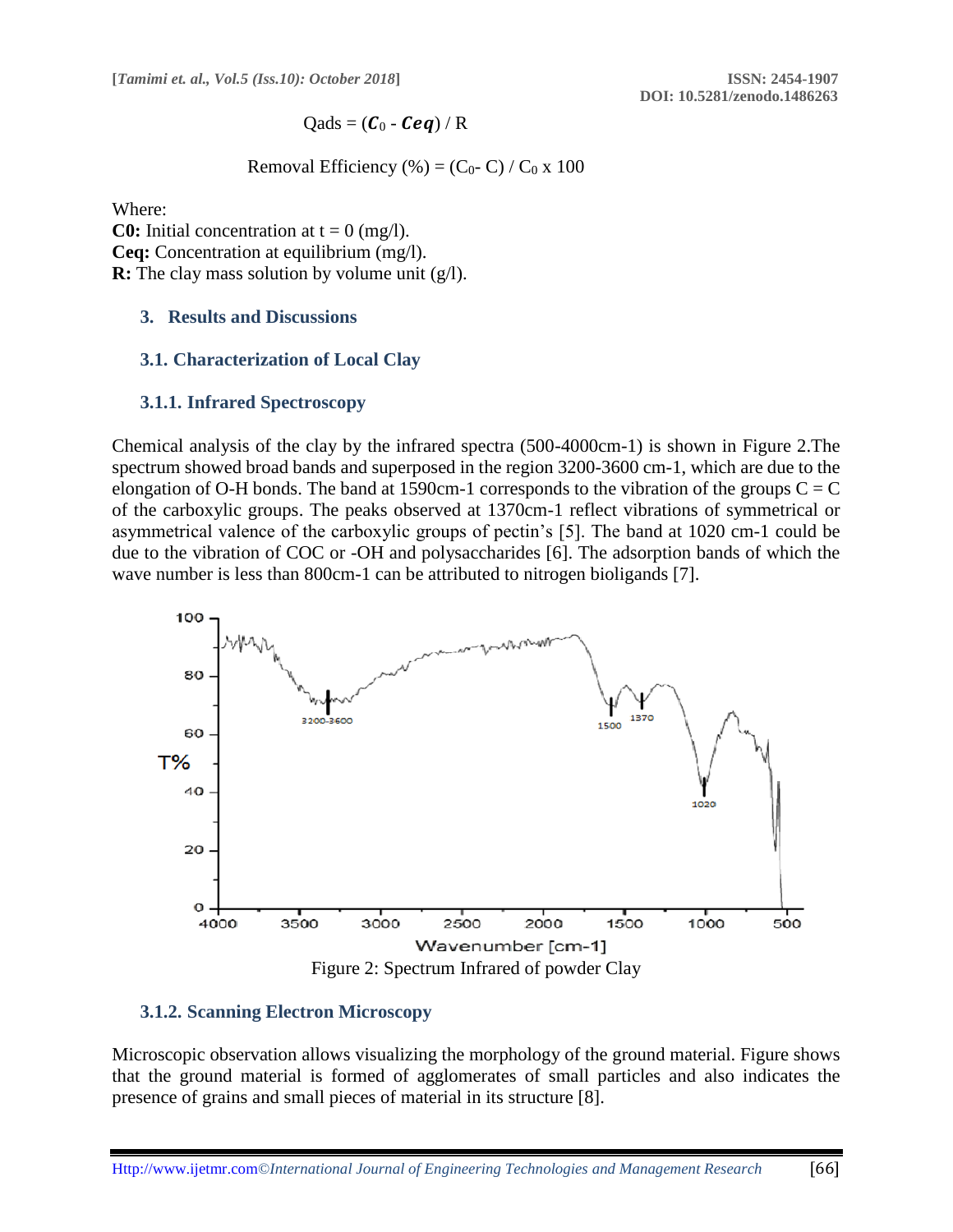$$Qads = (C_0 - Ceq) / R$$

$$\text{Removal Efficiency (\%)} = (C_0 - C) / C_0 \times 100$$

Where:

**C0:** Initial concentration at t = 0 (mg/l).
**Ceq:** Concentration at equilibrium (mg/l).
**R:** The clay mass solution by volume unit (g/l).

## 3. Results and Discussions

### 3.1. Characterization of Local Clay

#### 3.1.1. Infrared Spectroscopy

Chemical analysis of the clay by the infrared spectra (500-4000cm-1) is shown in Figure 2.The spectrum showed broad bands and superposed in the region 3200-3600 cm-1, which are due to the elongation of O-H bonds. The band at 1590cm-1 corresponds to the vibration of the groups C = C of the carboxylic groups. The peaks observed at 1370cm-1 reflect vibrations of symmetrical or asymmetrical valence of the carboxylic groups of pectin's [5]. The band at 1020 cm-1 could be due to the vibration of COC or -OH and polysaccharides [6]. The adsorption bands of which the wave number is less than 800cm-1 can be attributed to nitrogen bioligands [7].

Figure 2: Spectrum Infrared of powder Clay

#### 3.1.2. Scanning Electron Microscopy

Microscopic observation allows visualizing the morphology of the ground material. Figure shows that the ground material is formed of agglomerates of small particles and also indicates the presence of grains and small pieces of material in its structure [8].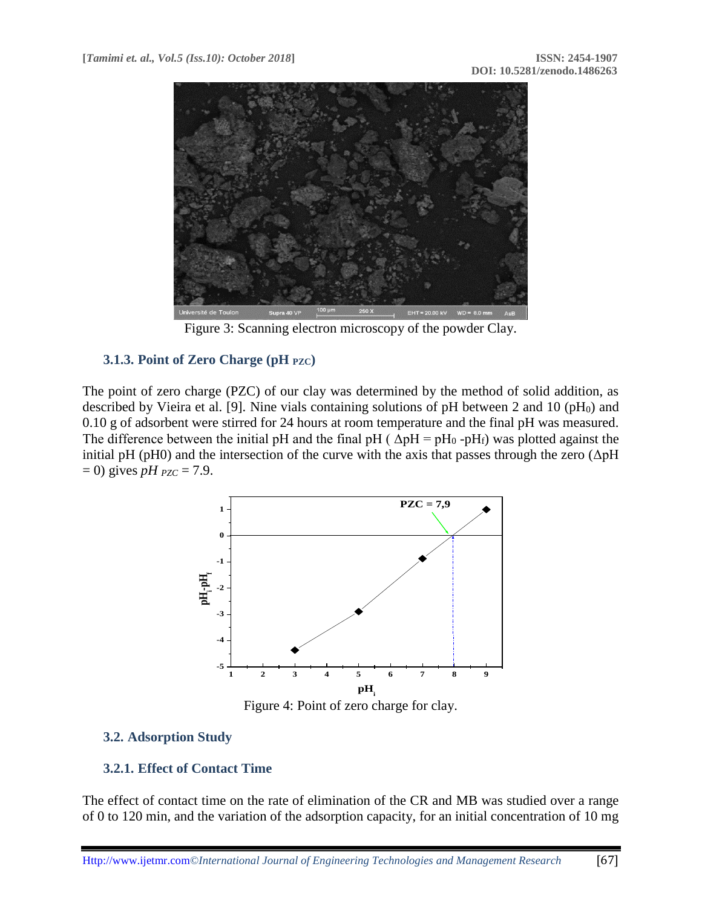Figure 3: Scanning electron microscopy of the powder Clay.

### 3.1.3. Point of Zero Charge ($pH_{PZC}$)

The point of zero charge (PZC) of our clay was determined by the method of solid addition, as described by Vieira et al. [9]. Nine vials containing solutions of pH between 2 and 10 ($pH_0$) and 0.10 g of adsorbent were stirred for 24 hours at room temperature and the final pH was measured. The difference between the initial pH and the final pH ( $\Delta pH = pH_0 - pH_f$) was plotted against the initial pH (pH0) and the intersection of the curve with the axis that passes through the zero ($\Delta pH = 0$) gives $pH_{PZC} = 7.9$.

Figure 4: Point of zero charge for clay.

## 3.2. Adsorption Study

### 3.2.1. Effect of Contact Time

The effect of contact time on the rate of elimination of the CR and MB was studied over a range of 0 to 120 min, and the variation of the adsorption capacity, for an initial concentration of 10 mg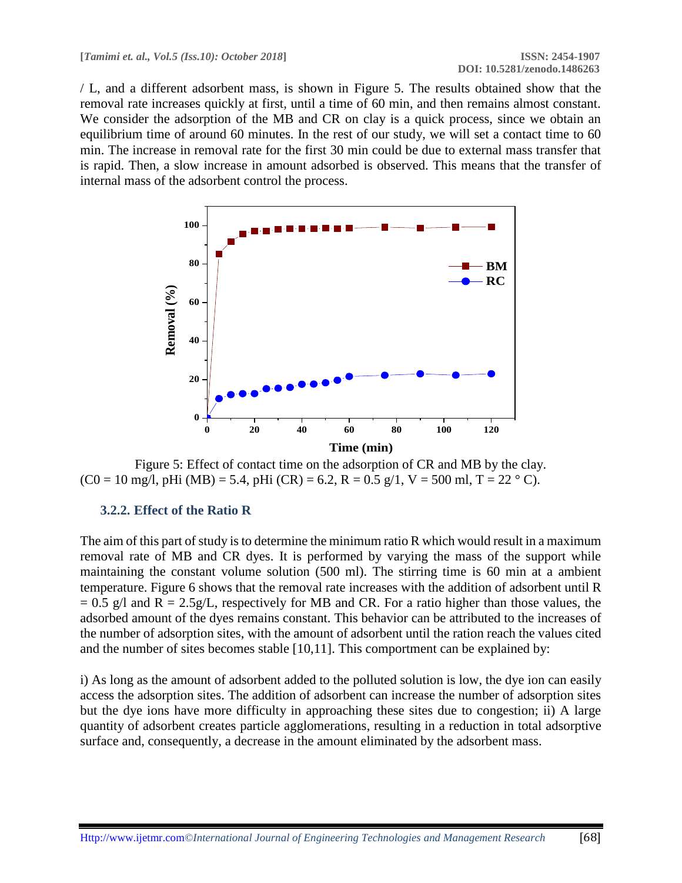/ L, and a different adsorbent mass, is shown in Figure 5. The results obtained show that the removal rate increases quickly at first, until a time of 60 min, and then remains almost constant. We consider the adsorption of the MB and CR on clay is a quick process, since we obtain an equilibrium time of around 60 minutes. In the rest of our study, we will set a contact time to 60 min. The increase in removal rate for the first 30 min could be due to external mass transfer that is rapid. Then, a slow increase in amount adsorbed is observed. This means that the transfer of internal mass of the adsorbent control the process.

Figure 5: Effect of contact time on the adsorption of CR and MB by the clay. ($C_0$ = 10 mg/l, pHi (MB) = 5.4, pHi (CR) = 6.2, R = 0.5 g/1, V = 500 ml, T = 22 ° C).

### 3.2.2. Effect of the Ratio R

The aim of this part of study is to determine the minimum ratio R which would result in a maximum removal rate of MB and CR dyes. It is performed by varying the mass of the support while maintaining the constant volume solution (500 ml). The stirring time is 60 min at a ambient temperature. Figure 6 shows that the removal rate increases with the addition of adsorbent until R = 0.5 g/l and R = 2.5g/L, respectively for MB and CR. For a ratio higher than those values, the adsorbed amount of the dyes remains constant. This behavior can be attributed to the increases of the number of adsorption sites, with the amount of adsorbent until the ration reach the values cited and the number of sites becomes stable [10,11]. This comportment can be explained by:

i) As long as the amount of adsorbent added to the polluted solution is low, the dye ion can easily access the adsorption sites. The addition of adsorbent can increase the number of adsorption sites but the dye ions have more difficulty in approaching these sites due to congestion; ii) A large quantity of adsorbent creates particle agglomerations, resulting in a reduction in total adsorptive surface and, consequently, a decrease in the amount eliminated by the adsorbent mass.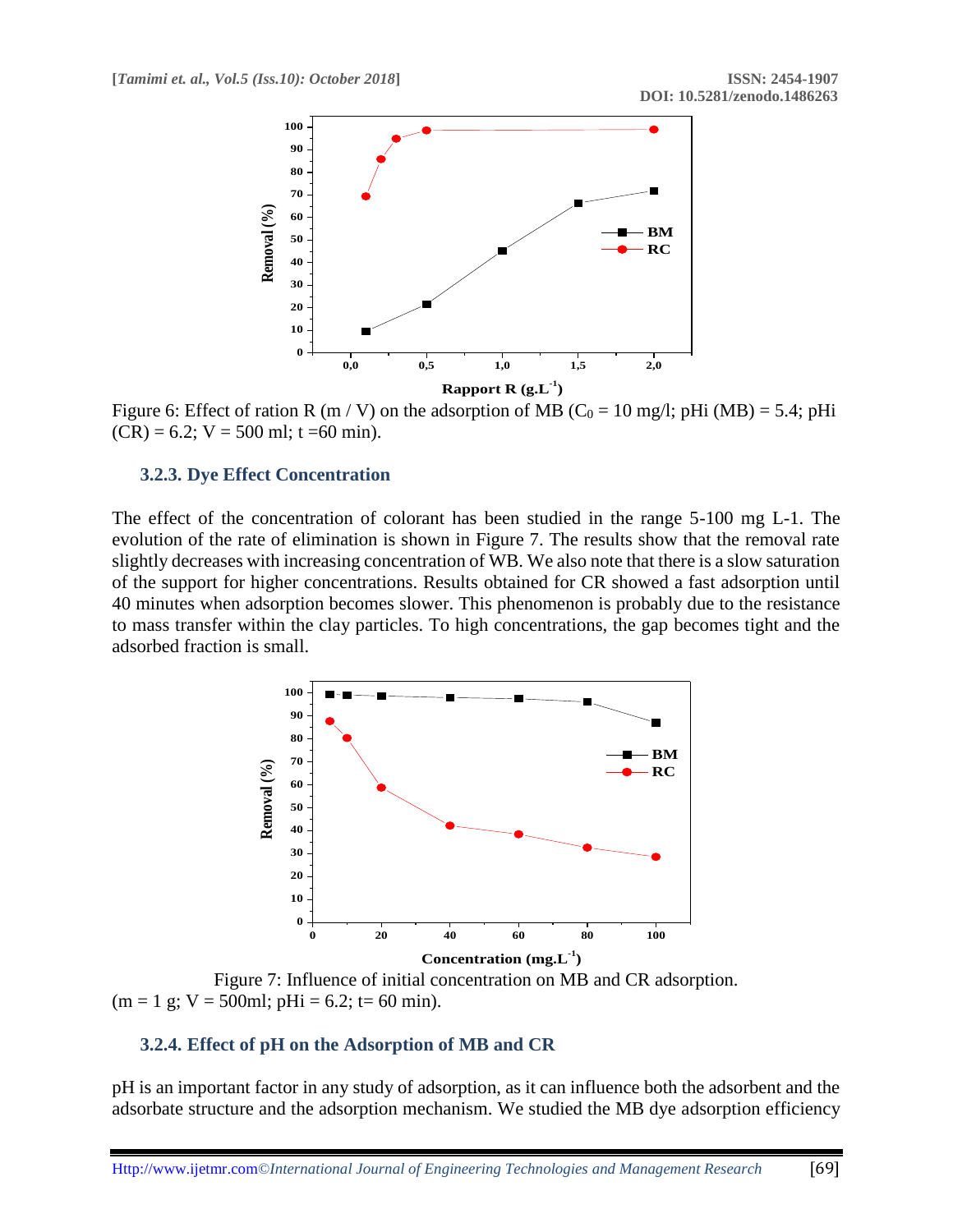Figure 6: Effect of ration R (m / V) on the adsorption of MB ($C_0$ = 10 mg/l; pHi (MB) = 5.4; pHi (CR) = 6.2; V = 500 ml; t =60 min).

### 3.2.3. Dye Effect Concentration

The effect of the concentration of colorant has been studied in the range 5-100 mg L-1. The evolution of the rate of elimination is shown in Figure 7. The results show that the removal rate slightly decreases with increasing concentration of WB. We also note that there is a slow saturation of the support for higher concentrations. Results obtained for CR showed a fast adsorption until 40 minutes when adsorption becomes slower. This phenomenon is probably due to the resistance to mass transfer within the clay particles. To high concentrations, the gap becomes tight and the adsorbed fraction is small.

Figure 7: Influence of initial concentration on MB and CR adsorption. (m = 1 g; V = 500ml; pHi = 6.2; t= 60 min).

### 3.2.4. Effect of pH on the Adsorption of MB and CR

pH is an important factor in any study of adsorption, as it can influence both the adsorbent and the adsorbate structure and the adsorption mechanism. We studied the MB dye adsorption efficiency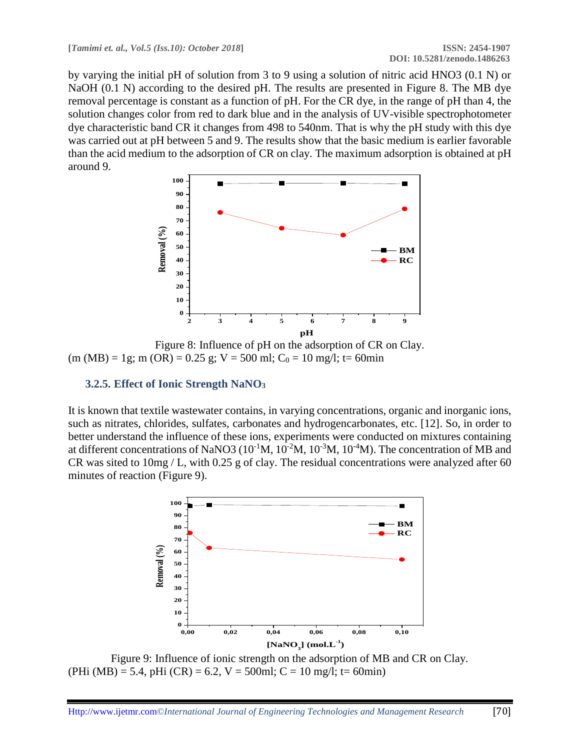by varying the initial pH of solution from 3 to 9 using a solution of nitric acid HNO3 (0.1 N) or NaOH (0.1 N) according to the desired pH. The results are presented in Figure 8. The MB dye removal percentage is constant as a function of pH. For the CR dye, in the range of pH than 4, the solution changes color from red to dark blue and in the analysis of UV-visible spectrophotometer dye characteristic band CR it changes from 498 to 540nm. That is why the pH study with this dye was carried out at pH between 5 and 9. The results show that the basic medium is earlier favorable than the acid medium to the adsorption of CR on clay. The maximum adsorption is obtained at pH around 9.

Figure 8: Influence of pH on the adsorption of CR on Clay.
(m (MB) = 1g; m (OR) = 0.25 g; V = 500 ml; $C_0$ = 10 mg/l; t= 60min

### 3.2.5. Effect of Ionic Strength $NaNO_3$

It is known that textile wastewater contains, in varying concentrations, organic and inorganic ions, such as nitrates, chlorides, sulfates, carbonates and hydrogencarbonates, etc. [12]. So, in order to better understand the influence of these ions, experiments were conducted on mixtures containing at different concentrations of NaNO3 ($10^{-1}$M, $10^{-2}$M, $10^{-3}$M, $10^{-4}$M). The concentration of MB and CR was sited to 10mg / L, with 0.25 g of clay. The residual concentrations were analyzed after 60 minutes of reaction (Figure 9).

Figure 9: Influence of ionic strength on the adsorption of MB and CR on Clay.
(PHi (MB) = 5.4, pHi (CR) = 6.2, V = 500ml; C = 10 mg/l; t= 60min)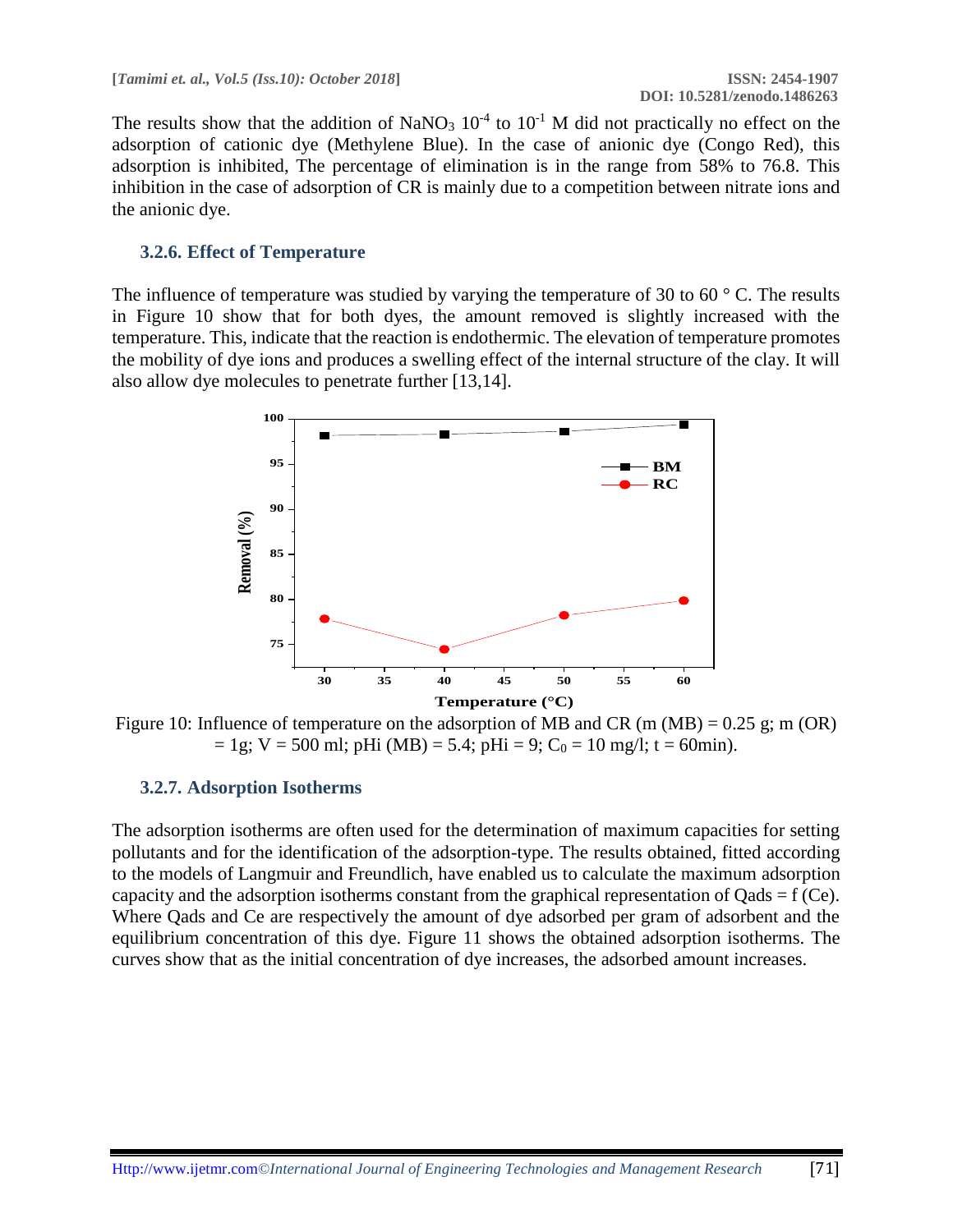The results show that the addition of $NaNO_3$ $10^{-4}$ to $10^{-1}$ M did not practically no effect on the adsorption of cationic dye (Methylene Blue). In the case of anionic dye (Congo Red), this adsorption is inhibited, The percentage of elimination is in the range from 58% to 76.8. This inhibition in the case of adsorption of CR is mainly due to a competition between nitrate ions and the anionic dye.

### 3.2.6. Effect of Temperature

The influence of temperature was studied by varying the temperature of 30 to 60 ° C. The results in Figure 10 show that for both dyes, the amount removed is slightly increased with the temperature. This, indicate that the reaction is endothermic. The elevation of temperature promotes the mobility of dye ions and produces a swelling effect of the internal structure of the clay. It will also allow dye molecules to penetrate further [13,14].

Figure 10: Influence of temperature on the adsorption of MB and CR (m (MB) = 0.25 g; m (OR) = 1g; V = 500 ml; pHi (MB) = 5.4; pHi = 9; $C_0$ = 10 mg/l; t = 60min).

### 3.2.7. Adsorption Isotherms

The adsorption isotherms are often used for the determination of maximum capacities for setting pollutants and for the identification of the adsorption-type. The results obtained, fitted according to the models of Langmuir and Freundlich, have enabled us to calculate the maximum adsorption capacity and the adsorption isotherms constant from the graphical representation of Qads = f (Ce). Where Qads and Ce are respectively the amount of dye adsorbed per gram of adsorbent and the equilibrium concentration of this dye. Figure 11 shows the obtained adsorption isotherms. The curves show that as the initial concentration of dye increases, the adsorbed amount increases.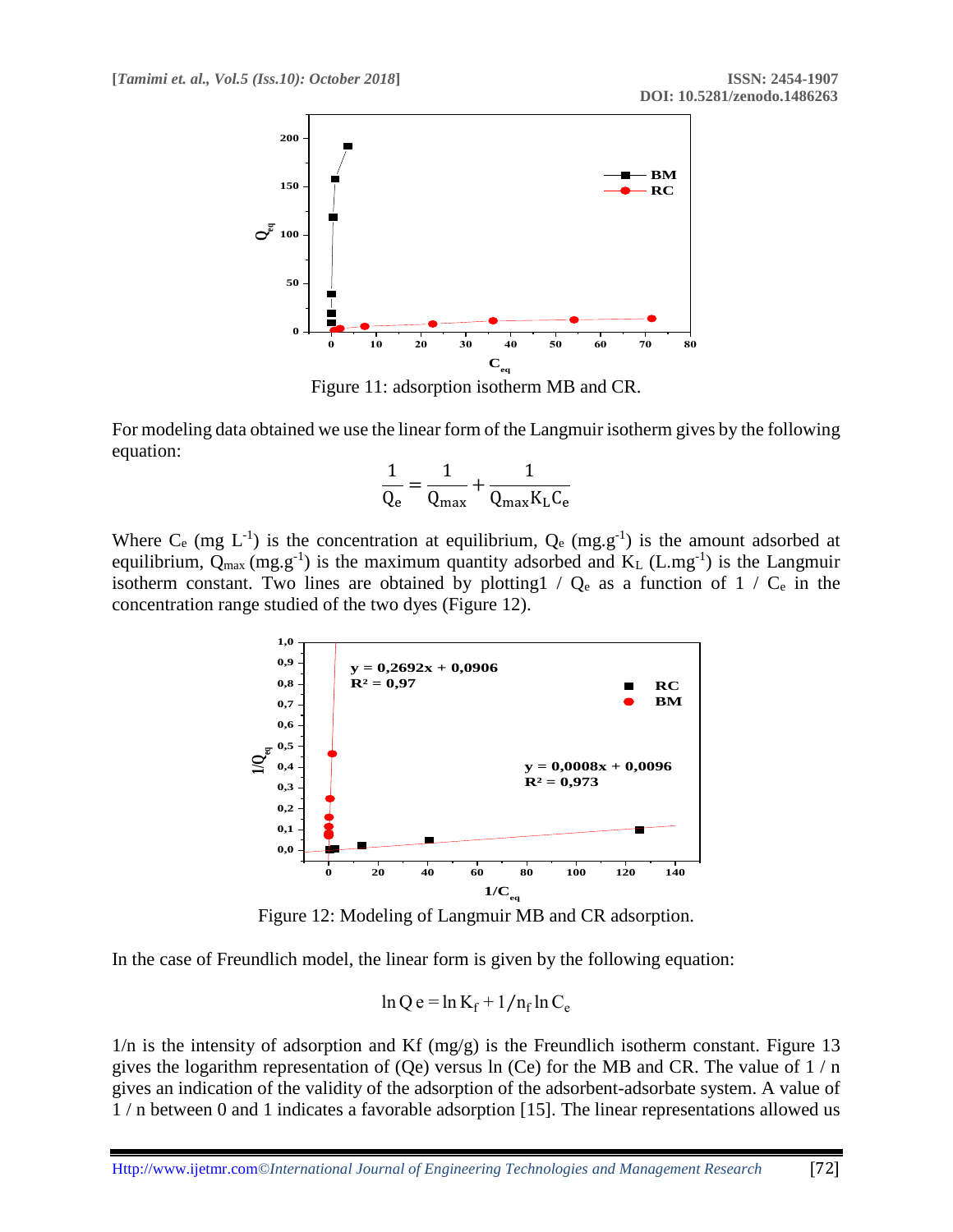Figure 11: adsorption isotherm MB and CR.

For modeling data obtained we use the linear form of the Langmuir isotherm gives by the following equation:

$$\frac{1}{Q_e} = \frac{1}{Q_{max}} + \frac{1}{Q_{max} K_L C_e}$$

Where $C_e$ (mg $L^{-1}$) is the concentration at equilibrium, $Q_e$ (mg.$g^{-1}$) is the amount adsorbed at equilibrium, $Q_{max}$ (mg.$g^{-1}$) is the maximum quantity adsorbed and $K_L$ (L.$mg^{-1}$) is the Langmuir isotherm constant. Two lines are obtained by plotting1 / $Q_e$ as a function of 1 / $C_e$ in the concentration range studied of the two dyes (Figure 12).

Figure 12: Modeling of Langmuir MB and CR adsorption.

In the case of Freundlich model, the linear form is given by the following equation:

$$\ln Q e = \ln K_f + 1/n_f \ln C_e$$

1/n is the intensity of adsorption and Kf (mg/g) is the Freundlich isotherm constant. Figure 13 gives the logarithm representation of (Qe) versus ln (Ce) for the MB and CR. The value of 1 / n gives an indication of the validity of the adsorption of the adsorbent-adsorbate system. A value of 1 / n between 0 and 1 indicates a favorable adsorption [15]. The linear representations allowed us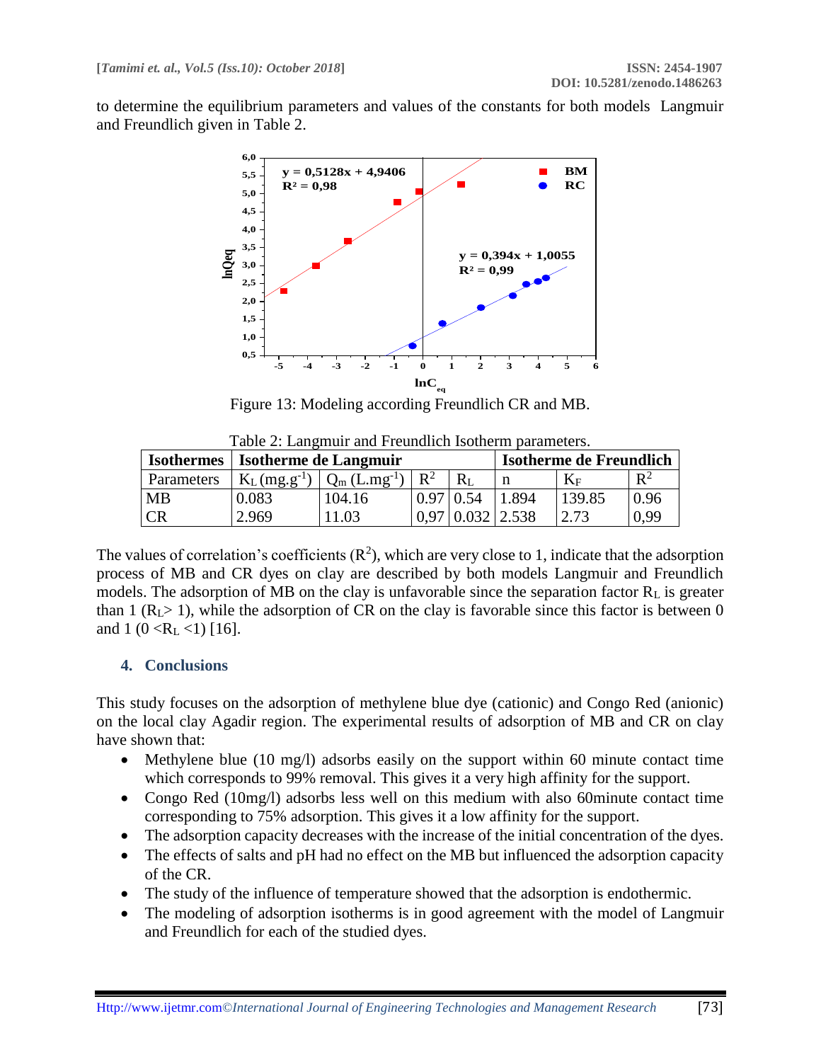to determine the equilibrium parameters and values of the constants for both models Langmuir and Freundlich given in Table 2.

Figure 13: Modeling according Freundlich CR and MB.

Table 2: Langmuir and Freundlich Isotherm parameters.

| Isothermes | Isotherme de Langmuir | | | | Isotherme de Freundlich | | |
|---|---|---|---|---|---|---|---|
| Parameters | $K_L$ ($mg.g^{-1}$) | $Q_m$ ($L.mg^{-1}$) | $R^2$ | $R_L$ | n | $K_F$ | $R^2$ |
| MB | 0.083 | 104.16 | 0.97 | 0.54 | 1.894 | 139.85 | 0.96 |
| CR | 2.969 | 11.03 | 0,97 | 0.032 | 2.538 | 2.73 | 0,99 |

The values of correlation's coefficients ($R^2$), which are very close to 1, indicate that the adsorption process of MB and CR dyes on clay are described by both models Langmuir and Freundlich models. The adsorption of MB on the clay is unfavorable since the separation factor $R_L$ is greater than 1 ($R_L > 1$), while the adsorption of CR on the clay is favorable since this factor is between 0 and 1 ($0 < R_L < 1$) [16].

## 4. Conclusions

This study focuses on the adsorption of methylene blue dye (cationic) and Congo Red (anionic) on the local clay Agadir region. The experimental results of adsorption of MB and CR on clay have shown that:

- Methylene blue (10 mg/l) adsorbs easily on the support within 60 minute contact time which corresponds to 99% removal. This gives it a very high affinity for the support.
- Congo Red (10mg/l) adsorbs less well on this medium with also 60minute contact time corresponding to 75% adsorption. This gives it a low affinity for the support.
- The adsorption capacity decreases with the increase of the initial concentration of the dyes.
- The effects of salts and pH had no effect on the MB but influenced the adsorption capacity of the CR.
- The study of the influence of temperature showed that the adsorption is endothermic.
- The modeling of adsorption isotherms is in good agreement with the model of Langmuir and Freundlich for each of the studied dyes.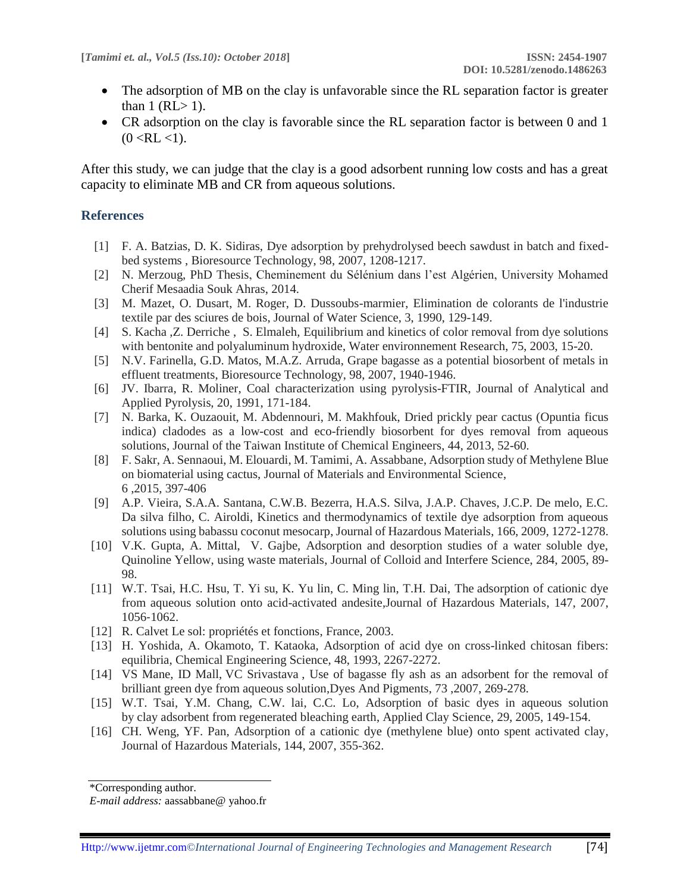- The adsorption of MB on the clay is unfavorable since the RL separation factor is greater than 1 (RL> 1).
- CR adsorption on the clay is favorable since the RL separation factor is between 0 and 1 (0 <RL <1).

After this study, we can judge that the clay is a good adsorbent running low costs and has a great capacity to eliminate MB and CR from aqueous solutions.

## References

[1] F. A. Batzias, D. K. Sidiras, Dye adsorption by prehydrolysed beech sawdust in batch and fixed-bed systems , Bioresource Technology, 98, 2007, 1208-1217.

[2] N. Merzoug, PhD Thesis, Cheminement du Sélénium dans l'est Algérien, University Mohamed Cherif Mesaadia Souk Ahras, 2014.

[3] M. Mazet, O. Dusart, M. Roger, D. Dussoubs-marmier, Elimination de colorants de l'industrie textile par des sciures de bois, Journal of Water Science, 3, 1990, 129-149.

[4] S. Kacha ,Z. Derriche , S. Elmaleh, Equilibrium and kinetics of color removal from dye solutions with bentonite and polyaluminum hydroxide, Water environnement Research, 75, 2003, 15-20.

[5] N.V. Farinella, G.D. Matos, M.A.Z. Arruda, Grape bagasse as a potential biosorbent of metals in effluent treatments, Bioresource Technology, 98, 2007, 1940-1946.

[6] JV. Ibarra, R. Moliner, Coal characterization using pyrolysis-FTIR, Journal of Analytical and Applied Pyrolysis, 20, 1991, 171-184.

[7] N. Barka, K. Ouzaouit, M. Abdennouri, M. Makhfouk, Dried prickly pear cactus (Opuntia ficus indica) cladodes as a low-cost and eco-friendly biosorbent for dyes removal from aqueous solutions, Journal of the Taiwan Institute of Chemical Engineers, 44, 2013, 52-60.

[8] F. Sakr, A. Sennaoui, M. Elouardi, M. Tamimi, A. Assabbane, Adsorption study of Methylene Blue on biomaterial using cactus, Journal of Materials and Environmental Science, 6 ,2015, 397-406

[9] A.P. Vieira, S.A.A. Santana, C.W.B. Bezerra, H.A.S. Silva, J.A.P. Chaves, J.C.P. De melo, E.C. Da silva filho, C. Airoldi, Kinetics and thermodynamics of textile dye adsorption from aqueous solutions using babassu coconut mesocarp, Journal of Hazardous Materials, 166, 2009, 1272-1278.

[10] V.K. Gupta, A. Mittal, V. Gajbe, Adsorption and desorption studies of a water soluble dye, Quinoline Yellow, using waste materials, Journal of Colloid and Interfere Science, 284, 2005, 89-98.

[11] W.T. Tsai, H.C. Hsu, T. Yi su, K. Yu lin, C. Ming lin, T.H. Dai, The adsorption of cationic dye from aqueous solution onto acid-activated andesite,Journal of Hazardous Materials, 147, 2007, 1056-1062.

[12] R. Calvet Le sol: propriétés et fonctions, France, 2003.

[13] H. Yoshida, A. Okamoto, T. Kataoka, Adsorption of acid dye on cross-linked chitosan fibers: equilibria, Chemical Engineering Science, 48, 1993, 2267-2272.

[14] VS Mane, ID Mall, VC Srivastava , Use of bagasse fly ash as an adsorbent for the removal of brilliant green dye from aqueous solution,Dyes And Pigments, 73 ,2007, 269-278.

[15] W.T. Tsai, Y.M. Chang, C.W. lai, C.C. Lo, Adsorption of basic dyes in aqueous solution by clay adsorbent from regenerated bleaching earth, Applied Clay Science, 29, 2005, 149-154.

[16] CH. Weng, YF. Pan, Adsorption of a cationic dye (methylene blue) onto spent activated clay, Journal of Hazardous Materials, 144, 2007, 355-362.

---

*Corresponding author.

*E-mail address:* aassabbane@ yahoo.fr